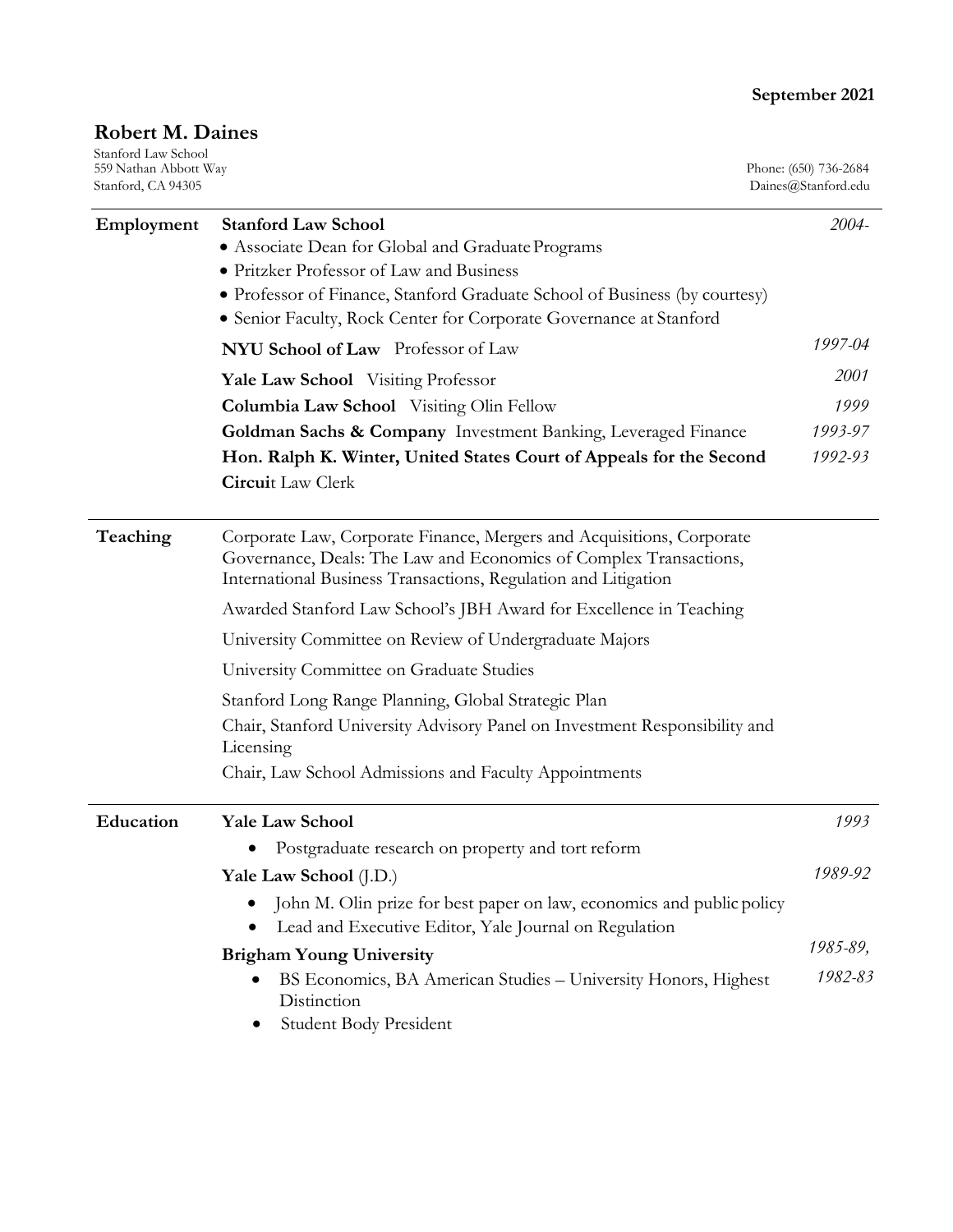**September 2021**

# Robert M. Daines

Stanford Law School
559 Nathan Abbott Way
Stanford, CA 94305

Phone: (650) 736-2684
Daines@Stanford.edu

## Employment

**Stanford Law School** — *2004-*

- Associate Dean for Global and Graduate Programs
- Pritzker Professor of Law and Business
- Professor of Finance, Stanford Graduate School of Business (by courtesy)
- Senior Faculty, Rock Center for Corporate Governance at Stanford

**NYU School of Law** Professor of Law — *1997-04*

**Yale Law School** Visiting Professor — *2001*

**Columbia Law School** Visiting Olin Fellow — *1999*

**Goldman Sachs & Company** Investment Banking, Leveraged Finance — *1993-97*

**Hon. Ralph K. Winter, United States Court of Appeals for the Second Circuit** Law Clerk — *1992-93*

## Teaching

Corporate Law, Corporate Finance, Mergers and Acquisitions, Corporate Governance, Deals: The Law and Economics of Complex Transactions, International Business Transactions, Regulation and Litigation

Awarded Stanford Law School's JBH Award for Excellence in Teaching

University Committee on Review of Undergraduate Majors

University Committee on Graduate Studies

Stanford Long Range Planning, Global Strategic Plan

Chair, Stanford University Advisory Panel on Investment Responsibility and Licensing

Chair, Law School Admissions and Faculty Appointments

## Education

**Yale Law School** — *1993*

- Postgraduate research on property and tort reform

**Yale Law School** (J.D.) — *1989-92*

- John M. Olin prize for best paper on law, economics and public policy
- Lead and Executive Editor, Yale Journal on Regulation

**Brigham Young University** — *1985-89, 1982-83*

- BS Economics, BA American Studies – University Honors, Highest Distinction
- Student Body President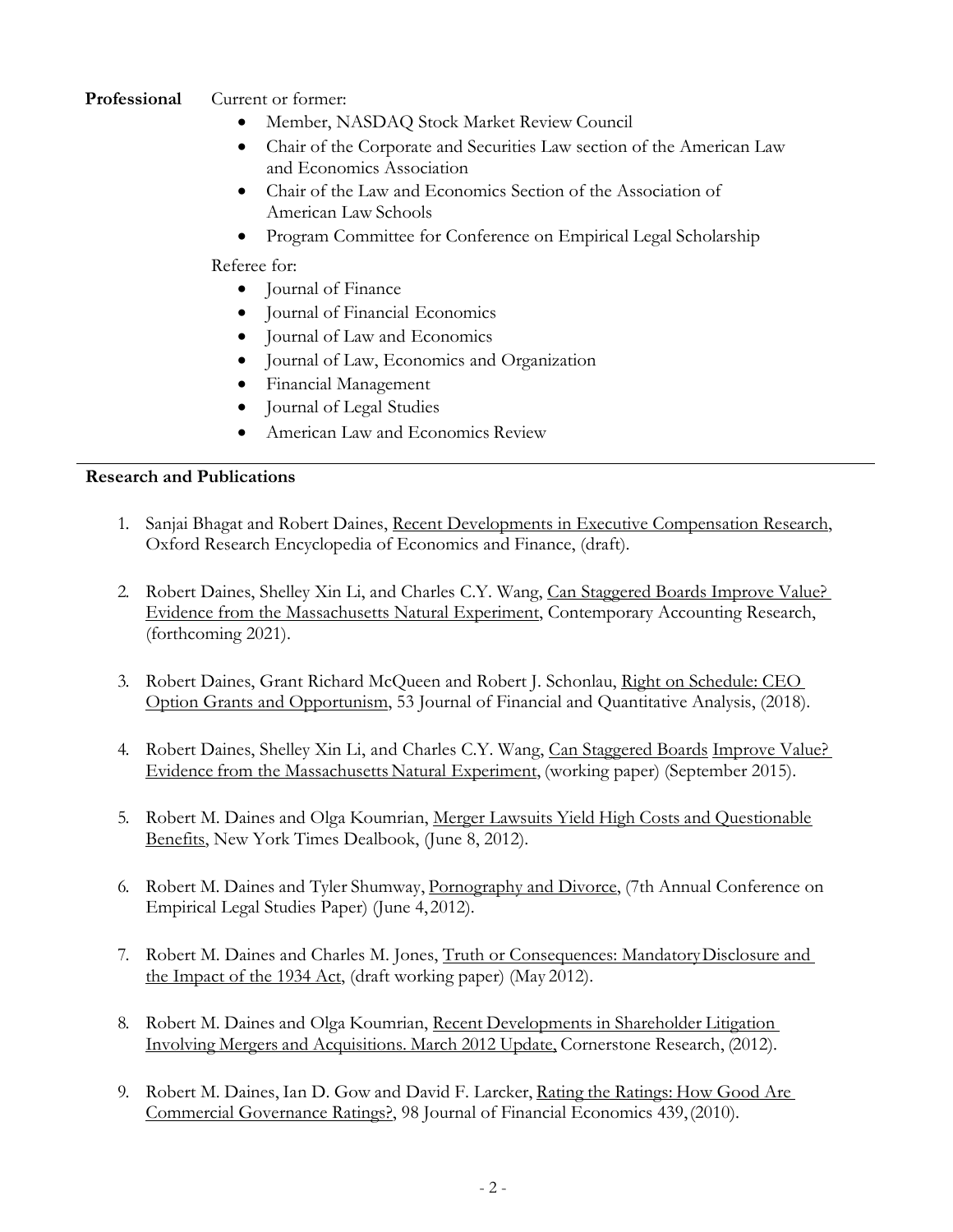**Professional**

Current or former:

- Member, NASDAQ Stock Market Review Council
- Chair of the Corporate and Securities Law section of the American Law and Economics Association
- Chair of the Law and Economics Section of the Association of American Law Schools
- Program Committee for Conference on Empirical Legal Scholarship

Referee for:

- Journal of Finance
- Journal of Financial Economics
- Journal of Law and Economics
- Journal of Law, Economics and Organization
- Financial Management
- Journal of Legal Studies
- American Law and Economics Review

---

**Research and Publications**

1. Sanjai Bhagat and Robert Daines, Recent Developments in Executive Compensation Research, Oxford Research Encyclopedia of Economics and Finance, (draft).

2. Robert Daines, Shelley Xin Li, and Charles C.Y. Wang, Can Staggered Boards Improve Value? Evidence from the Massachusetts Natural Experiment, Contemporary Accounting Research, (forthcoming 2021).

3. Robert Daines, Grant Richard McQueen and Robert J. Schonlau, Right on Schedule: CEO Option Grants and Opportunism, 53 Journal of Financial and Quantitative Analysis, (2018).

4. Robert Daines, Shelley Xin Li, and Charles C.Y. Wang, Can Staggered Boards Improve Value? Evidence from the Massachusetts Natural Experiment, (working paper) (September 2015).

5. Robert M. Daines and Olga Koumrian, Merger Lawsuits Yield High Costs and Questionable Benefits, New York Times Dealbook, (June 8, 2012).

6. Robert M. Daines and Tyler Shumway, Pornography and Divorce, (7th Annual Conference on Empirical Legal Studies Paper) (June 4, 2012).

7. Robert M. Daines and Charles M. Jones, Truth or Consequences: Mandatory Disclosure and the Impact of the 1934 Act, (draft working paper) (May 2012).

8. Robert M. Daines and Olga Koumrian, Recent Developments in Shareholder Litigation Involving Mergers and Acquisitions. March 2012 Update, Cornerstone Research, (2012).

9. Robert M. Daines, Ian D. Gow and David F. Larcker, Rating the Ratings: How Good Are Commercial Governance Ratings?, 98 Journal of Financial Economics 439, (2010).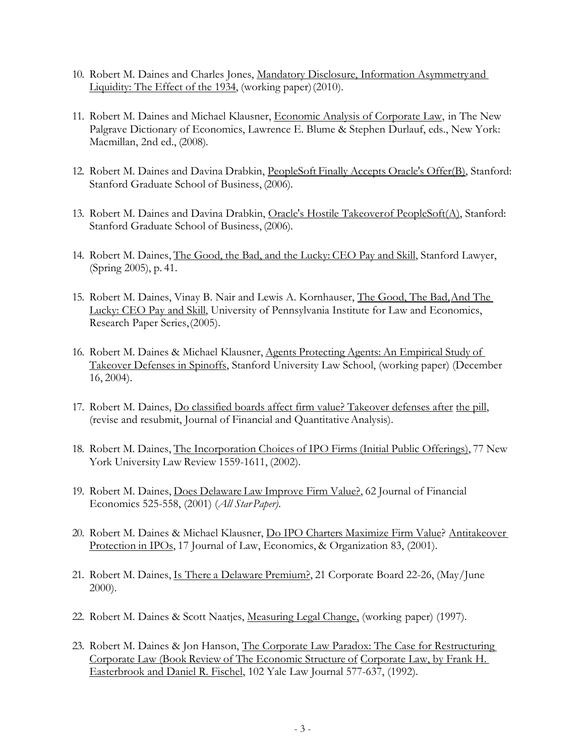10. Robert M. Daines and Charles Jones, Mandatory Disclosure, Information Asymmetry and Liquidity: The Effect of the 1934, (working paper) (2010).

11. Robert M. Daines and Michael Klausner, Economic Analysis of Corporate Law, in The New Palgrave Dictionary of Economics, Lawrence E. Blume & Stephen Durlauf, eds., New York: Macmillan, 2nd ed., (2008).

12. Robert M. Daines and Davina Drabkin, PeopleSoft Finally Accepts Oracle's Offer(B), Stanford: Stanford Graduate School of Business, (2006).

13. Robert M. Daines and Davina Drabkin, Oracle's Hostile Takeover of PeopleSoft(A), Stanford: Stanford Graduate School of Business, (2006).

14. Robert M. Daines, The Good, the Bad, and the Lucky: CEO Pay and Skill, Stanford Lawyer, (Spring 2005), p. 41.

15. Robert M. Daines, Vinay B. Nair and Lewis A. Kornhauser, The Good, The Bad, And The Lucky: CEO Pay and Skill, University of Pennsylvania Institute for Law and Economics, Research Paper Series, (2005).

16. Robert M. Daines & Michael Klausner, Agents Protecting Agents: An Empirical Study of Takeover Defenses in Spinoffs, Stanford University Law School, (working paper) (December 16, 2004).

17. Robert M. Daines, Do classified boards affect firm value? Takeover defenses after the pill, (revise and resubmit, Journal of Financial and Quantitative Analysis).

18. Robert M. Daines, The Incorporation Choices of IPO Firms (Initial Public Offerings), 77 New York University Law Review 1559-1611, (2002).

19. Robert M. Daines, Does Delaware Law Improve Firm Value?, 62 Journal of Financial Economics 525-558, (2001) (*All Star Paper)*.

20. Robert M. Daines & Michael Klausner, Do IPO Charters Maximize Firm Value? Antitakeover Protection in IPOs, 17 Journal of Law, Economics, & Organization 83, (2001).

21. Robert M. Daines, Is There a Delaware Premium?, 21 Corporate Board 22-26, (May/June 2000).

22. Robert M. Daines & Scott Naatjes, Measuring Legal Change, (working paper) (1997).

23. Robert M. Daines & Jon Hanson, The Corporate Law Paradox: The Case for Restructuring Corporate Law (Book Review of The Economic Structure of Corporate Law, by Frank H. Easterbrook and Daniel R. Fischel, 102 Yale Law Journal 577-637, (1992).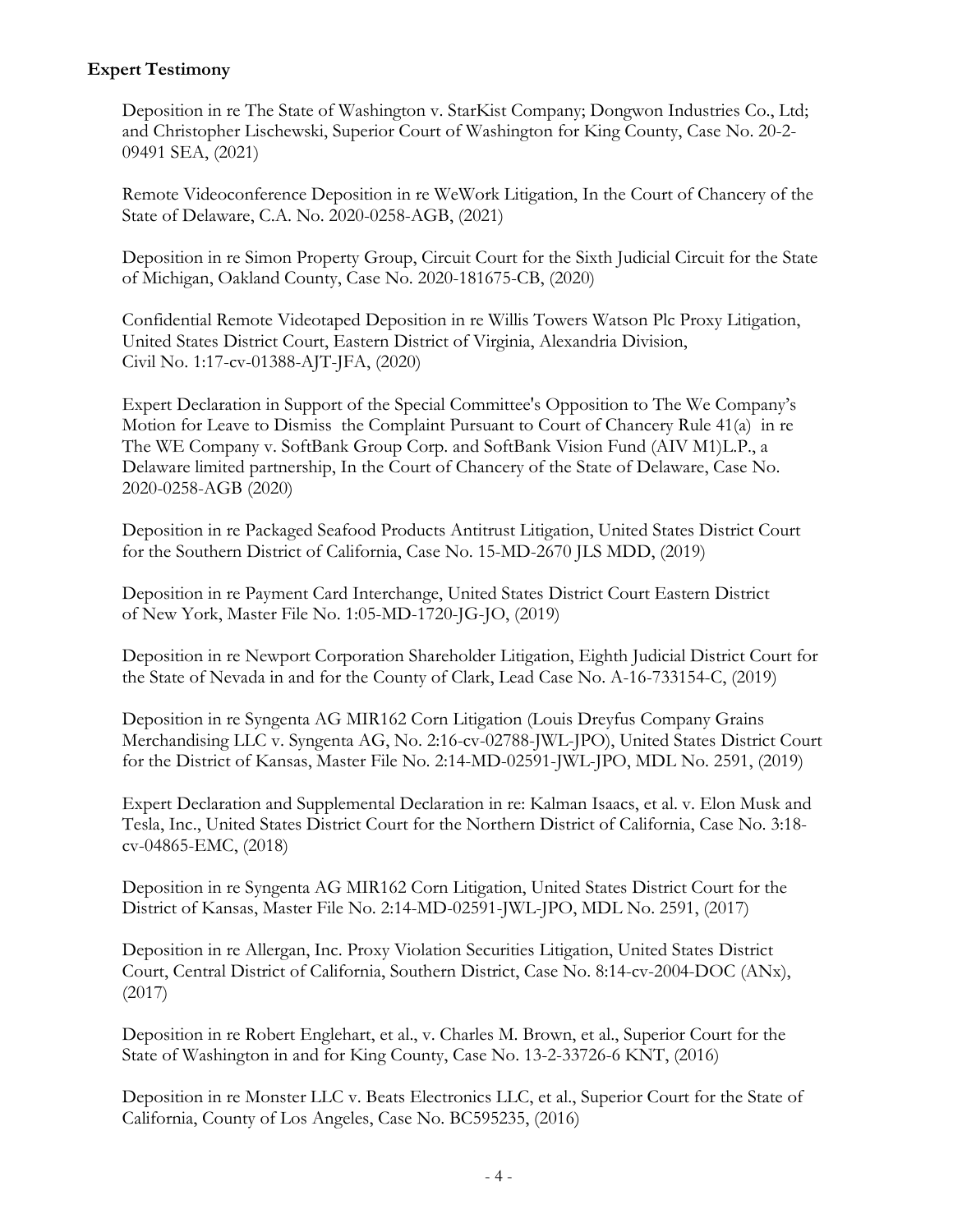**Expert Testimony**

Deposition in re The State of Washington v. StarKist Company; Dongwon Industries Co., Ltd; and Christopher Lischewski, Superior Court of Washington for King County, Case No. 20-2-09491 SEA, (2021)

Remote Videoconference Deposition in re WeWork Litigation, In the Court of Chancery of the State of Delaware, C.A. No. 2020-0258-AGB, (2021)

Deposition in re Simon Property Group, Circuit Court for the Sixth Judicial Circuit for the State of Michigan, Oakland County, Case No. 2020-181675-CB, (2020)

Confidential Remote Videotaped Deposition in re Willis Towers Watson Plc Proxy Litigation, United States District Court, Eastern District of Virginia, Alexandria Division, Civil No. 1:17-cv-01388-AJT-JFA, (2020)

Expert Declaration in Support of the Special Committee's Opposition to The We Company's Motion for Leave to Dismiss the Complaint Pursuant to Court of Chancery Rule 41(a) in re The WE Company v. SoftBank Group Corp. and SoftBank Vision Fund (AIV M1)L.P., a Delaware limited partnership, In the Court of Chancery of the State of Delaware, Case No. 2020-0258-AGB (2020)

Deposition in re Packaged Seafood Products Antitrust Litigation, United States District Court for the Southern District of California, Case No. 15-MD-2670 JLS MDD, (2019)

Deposition in re Payment Card Interchange, United States District Court Eastern District of New York, Master File No. 1:05-MD-1720-JG-JO, (2019)

Deposition in re Newport Corporation Shareholder Litigation, Eighth Judicial District Court for the State of Nevada in and for the County of Clark, Lead Case No. A-16-733154-C, (2019)

Deposition in re Syngenta AG MIR162 Corn Litigation (Louis Dreyfus Company Grains Merchandising LLC v. Syngenta AG, No. 2:16-cv-02788-JWL-JPO), United States District Court for the District of Kansas, Master File No. 2:14-MD-02591-JWL-JPO, MDL No. 2591, (2019)

Expert Declaration and Supplemental Declaration in re: Kalman Isaacs, et al. v. Elon Musk and Tesla, Inc., United States District Court for the Northern District of California, Case No. 3:18-cv-04865-EMC, (2018)

Deposition in re Syngenta AG MIR162 Corn Litigation, United States District Court for the District of Kansas, Master File No. 2:14-MD-02591-JWL-JPO, MDL No. 2591, (2017)

Deposition in re Allergan, Inc. Proxy Violation Securities Litigation, United States District Court, Central District of California, Southern District, Case No. 8:14-cv-2004-DOC (ANx), (2017)

Deposition in re Robert Englehart, et al., v. Charles M. Brown, et al., Superior Court for the State of Washington in and for King County, Case No. 13-2-33726-6 KNT, (2016)

Deposition in re Monster LLC v. Beats Electronics LLC, et al., Superior Court for the State of California, County of Los Angeles, Case No. BC595235, (2016)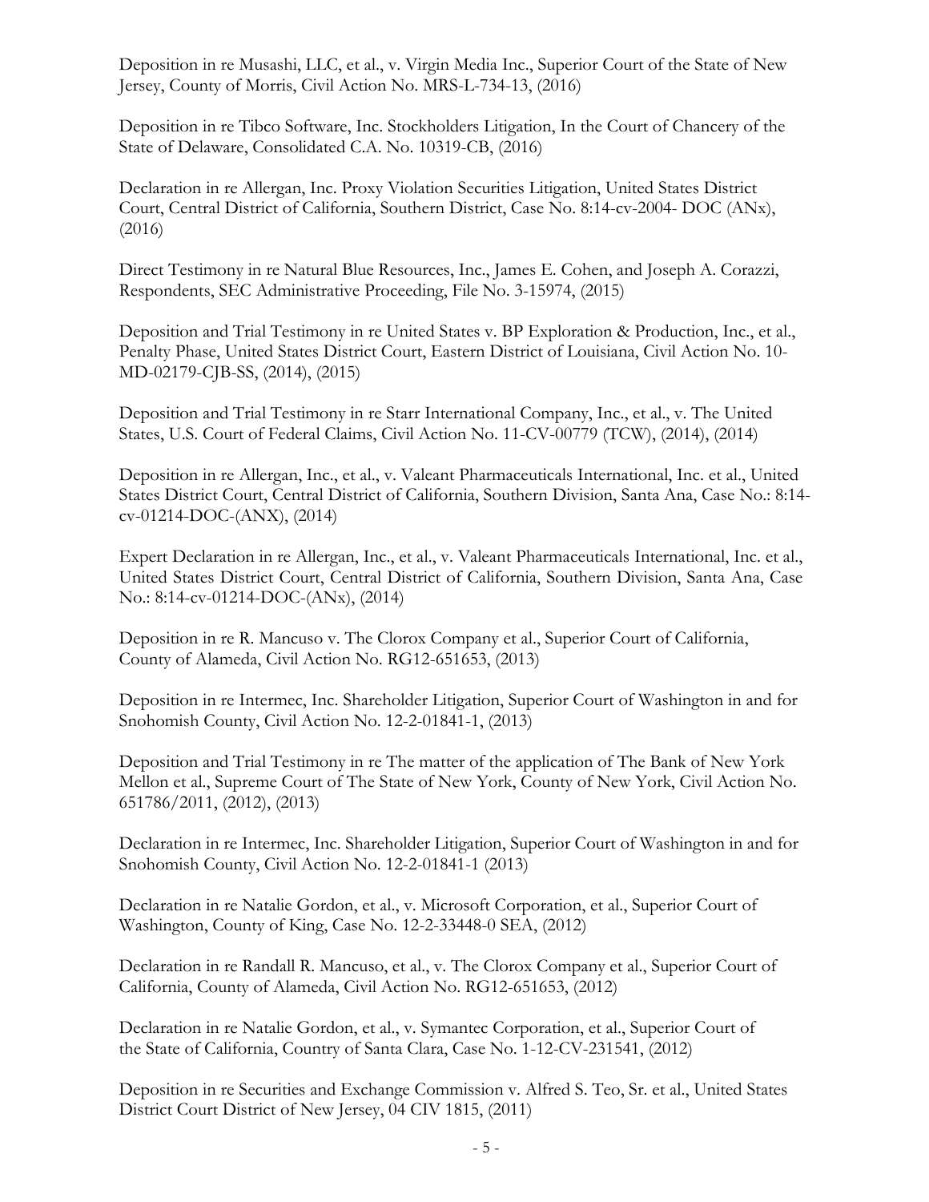Deposition in re Musashi, LLC, et al., v. Virgin Media Inc., Superior Court of the State of New Jersey, County of Morris, Civil Action No. MRS-L-734-13, (2016)

Deposition in re Tibco Software, Inc. Stockholders Litigation, In the Court of Chancery of the State of Delaware, Consolidated C.A. No. 10319-CB, (2016)

Declaration in re Allergan, Inc. Proxy Violation Securities Litigation, United States District Court, Central District of California, Southern District, Case No. 8:14-cv-2004- DOC (ANx), (2016)

Direct Testimony in re Natural Blue Resources, Inc., James E. Cohen, and Joseph A. Corazzi, Respondents, SEC Administrative Proceeding, File No. 3-15974, (2015)

Deposition and Trial Testimony in re United States v. BP Exploration & Production, Inc., et al., Penalty Phase, United States District Court, Eastern District of Louisiana, Civil Action No. 10-MD-02179-CJB-SS, (2014), (2015)

Deposition and Trial Testimony in re Starr International Company, Inc., et al., v. The United States, U.S. Court of Federal Claims, Civil Action No. 11-CV-00779 (TCW), (2014), (2014)

Deposition in re Allergan, Inc., et al., v. Valeant Pharmaceuticals International, Inc. et al., United States District Court, Central District of California, Southern Division, Santa Ana, Case No.: 8:14-cv-01214-DOC-(ANX), (2014)

Expert Declaration in re Allergan, Inc., et al., v. Valeant Pharmaceuticals International, Inc. et al., United States District Court, Central District of California, Southern Division, Santa Ana, Case No.: 8:14-cv-01214-DOC-(ANx), (2014)

Deposition in re R. Mancuso v. The Clorox Company et al., Superior Court of California, County of Alameda, Civil Action No. RG12-651653, (2013)

Deposition in re Intermec, Inc. Shareholder Litigation, Superior Court of Washington in and for Snohomish County, Civil Action No. 12-2-01841-1, (2013)

Deposition and Trial Testimony in re The matter of the application of The Bank of New York Mellon et al., Supreme Court of The State of New York, County of New York, Civil Action No. 651786/2011, (2012), (2013)

Declaration in re Intermec, Inc. Shareholder Litigation, Superior Court of Washington in and for Snohomish County, Civil Action No. 12-2-01841-1 (2013)

Declaration in re Natalie Gordon, et al., v. Microsoft Corporation, et al., Superior Court of Washington, County of King, Case No. 12-2-33448-0 SEA, (2012)

Declaration in re Randall R. Mancuso, et al., v. The Clorox Company et al., Superior Court of California, County of Alameda, Civil Action No. RG12-651653, (2012)

Declaration in re Natalie Gordon, et al., v. Symantec Corporation, et al., Superior Court of the State of California, Country of Santa Clara, Case No. 1-12-CV-231541, (2012)

Deposition in re Securities and Exchange Commission v. Alfred S. Teo, Sr. et al., United States District Court District of New Jersey, 04 CIV 1815, (2011)